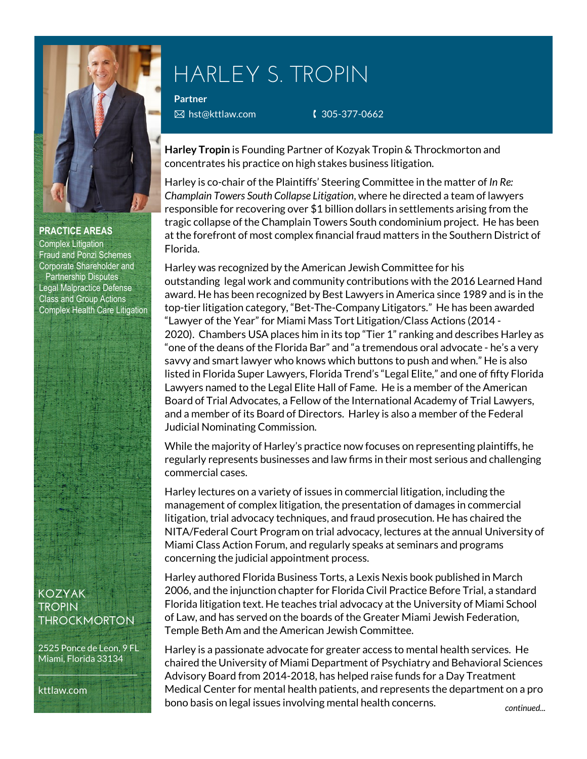# HARLEY S. TROPIN

**Partner**

hst@kttlaw.com

305-377-0662

**Harley Tropin** is Founding Partner of Kozyak Tropin & Throckmorton and concentrates his practice on high stakes business litigation.

Harley is co-chair of the Plaintiffs' Steering Committee in the matter of *In Re: Champlain Towers South Collapse Litigation*, where he directed a team of lawyers responsible for recovering over $1 billion dollars in settlements arising from the tragic collapse of the Champlain Towers South condominium project. He has been at the forefront of most complex financial fraud matters in the Southern District of Florida.

Harley was recognized by the American Jewish Committee for his outstanding legal work and community contributions with the 2016 Learned Hand award. He has been recognized by Best Lawyers in America since 1989 and is in the top-tier litigation category, "Bet-The-Company Litigators." He has been awarded "Lawyer of the Year" for Miami Mass Tort Litigation/Class Actions (2014 - 2020). Chambers USA places him in its top "Tier 1" ranking and describes Harley as "one of the deans of the Florida Bar" and "a tremendous oral advocate - he's a very savvy and smart lawyer who knows which buttons to push and when." He is also listed in Florida Super Lawyers, Florida Trend's "Legal Elite," and one of fifty Florida Lawyers named to the Legal Elite Hall of Fame. He is a member of the American Board of Trial Advocates, a Fellow of the International Academy of Trial Lawyers, and a member of its Board of Directors. Harley is also a member of the Federal Judicial Nominating Commission.

While the majority of Harley's practice now focuses on representing plaintiffs, he regularly represents businesses and law firms in their most serious and challenging commercial cases.

Harley lectures on a variety of issues in commercial litigation, including the management of complex litigation, the presentation of damages in commercial litigation, trial advocacy techniques, and fraud prosecution. He has chaired the NITA/Federal Court Program on trial advocacy, lectures at the annual University of Miami Class Action Forum, and regularly speaks at seminars and programs concerning the judicial appointment process.

Harley authored Florida Business Torts, a Lexis Nexis book published in March 2006, and the injunction chapter for Florida Civil Practice Before Trial, a standard Florida litigation text. He teaches trial advocacy at the University of Miami School of Law, and has served on the boards of the Greater Miami Jewish Federation, Temple Beth Am and the American Jewish Committee.

Harley is a passionate advocate for greater access to mental health services. He chaired the University of Miami Department of Psychiatry and Behavioral Sciences Advisory Board from 2014-2018, has helped raise funds for a Day Treatment Medical Center for mental health patients, and represents the department on a pro bono basis on legal issues involving mental health concerns.

*continued...*

**PRACTICE AREAS**

- Complex Litigation
- Fraud and Ponzi Schemes
- Corporate Shareholder and Partnership Disputes
- Legal Malpractice Defense
- Class and Group Actions
- Complex Health Care Litigation

KOZYAK TROPIN THROCKMORTON

2525 Ponce de Leon, 9 FL
Miami, Florida 33134

kttlaw.com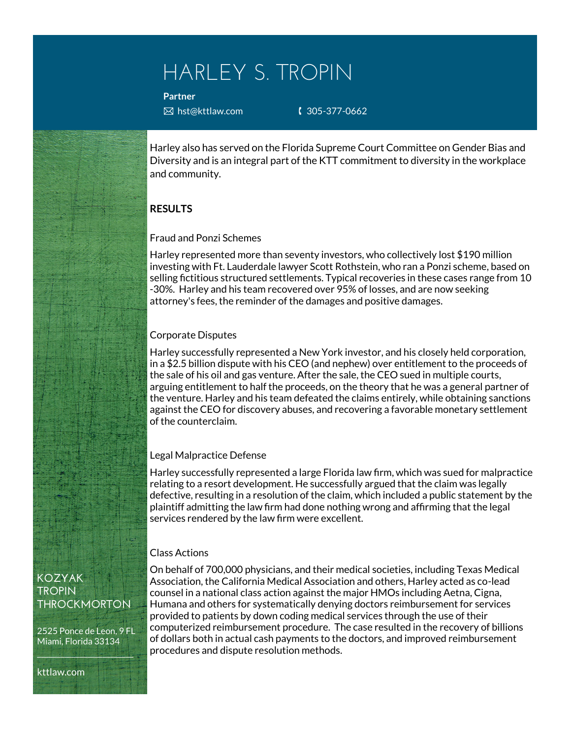# HARLEY S. TROPIN

**Partner**

hst@kttlaw.com  305-377-0662

Harley also has served on the Florida Supreme Court Committee on Gender Bias and Diversity and is an integral part of the KTT commitment to diversity in the workplace and community.

**RESULTS**

Fraud and Ponzi Schemes

Harley represented more than seventy investors, who collectively lost $190 million investing with Ft. Lauderdale lawyer Scott Rothstein, who ran a Ponzi scheme, based on selling fictitious structured settlements. Typical recoveries in these cases range from 10 -30%. Harley and his team recovered over 95% of losses, and are now seeking attorney's fees, the reminder of the damages and positive damages.

Corporate Disputes

Harley successfully represented a New York investor, and his closely held corporation, in a $2.5 billion dispute with his CEO (and nephew) over entitlement to the proceeds of the sale of his oil and gas venture. After the sale, the CEO sued in multiple courts, arguing entitlement to half the proceeds, on the theory that he was a general partner of the venture. Harley and his team defeated the claims entirely, while obtaining sanctions against the CEO for discovery abuses, and recovering a favorable monetary settlement of the counterclaim.

Legal Malpractice Defense

Harley successfully represented a large Florida law firm, which was sued for malpractice relating to a resort development. He successfully argued that the claim was legally defective, resulting in a resolution of the claim, which included a public statement by the plaintiff admitting the law firm had done nothing wrong and affirming that the legal services rendered by the law firm were excellent.

Class Actions

On behalf of 700,000 physicians, and their medical societies, including Texas Medical Association, the California Medical Association and others, Harley acted as co-lead counsel in a national class action against the major HMOs including Aetna, Cigna, Humana and others for systematically denying doctors reimbursement for services provided to patients by down coding medical services through the use of their computerized reimbursement procedure. The case resulted in the recovery of billions of dollars both in actual cash payments to the doctors, and improved reimbursement procedures and dispute resolution methods.

KOZYAK
TROPIN
THROCKMORTON

2525 Ponce de Leon, 9 FL
Miami, Florida 33134

kttlaw.com